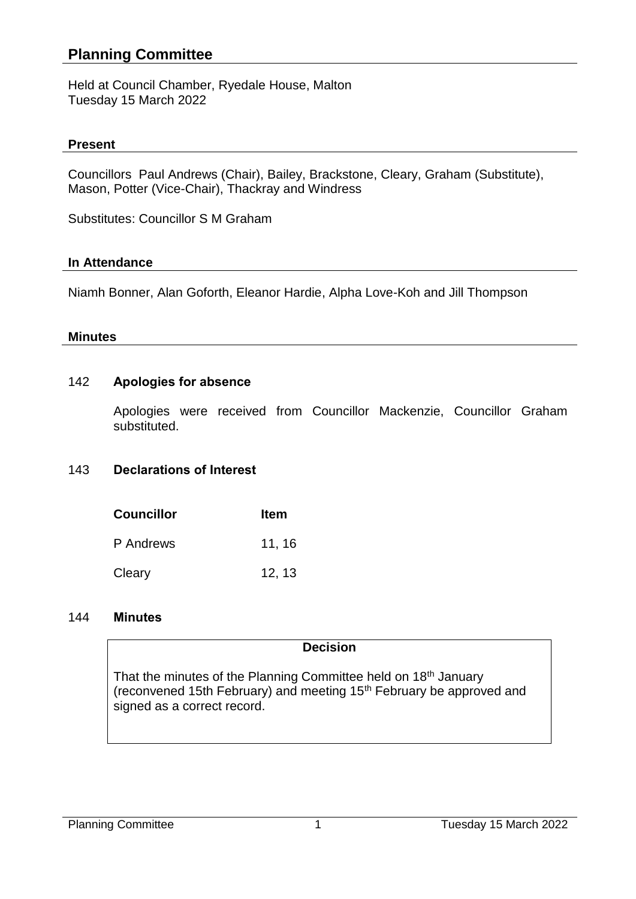# Planning Committee

Held at Council Chamber, Ryedale House, Malton
Tuesday 15 March 2022

## Present

Councillors Paul Andrews (Chair), Bailey, Brackstone, Cleary, Graham (Substitute), Mason, Potter (Vice-Chair), Thackray and Windress

Substitutes: Councillor S M Graham

## In Attendance

Niamh Bonner, Alan Goforth, Eleanor Hardie, Alpha Love-Koh and Jill Thompson

## Minutes

### 142 Apologies for absence

Apologies were received from Councillor Mackenzie, Councillor Graham substituted.

### 143 Declarations of Interest

| Councillor | Item |
|---|---|
| P Andrews | 11, 16 |
| Cleary | 12, 13 |

### 144 Minutes

**Decision**

That the minutes of the Planning Committee held on 18th January (reconvened 15th February) and meeting 15th February be approved and signed as a correct record.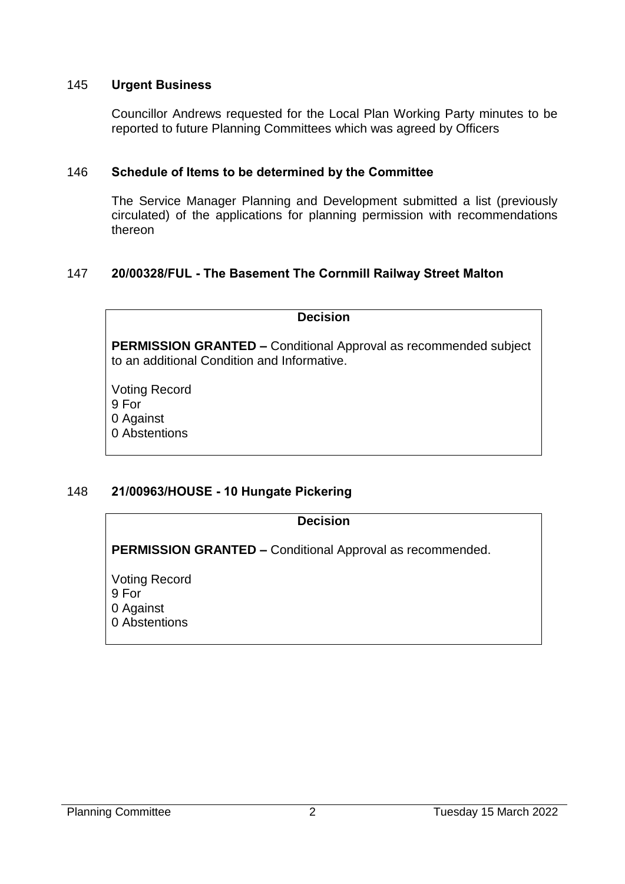## 145 **Urgent Business**

Councillor Andrews requested for the Local Plan Working Party minutes to be reported to future Planning Committees which was agreed by Officers

## 146 **Schedule of Items to be determined by the Committee**

The Service Manager Planning and Development submitted a list (previously circulated) of the applications for planning permission with recommendations thereon

## 147 **20/00328/FUL - The Basement The Cornmill Railway Street Malton**

**Decision**

**PERMISSION GRANTED –** Conditional Approval as recommended subject to an additional Condition and Informative.

Voting Record
9 For
0 Against
0 Abstentions

## 148 **21/00963/HOUSE - 10 Hungate Pickering**

**Decision**

**PERMISSION GRANTED –** Conditional Approval as recommended.

Voting Record
9 For
0 Against
0 Abstentions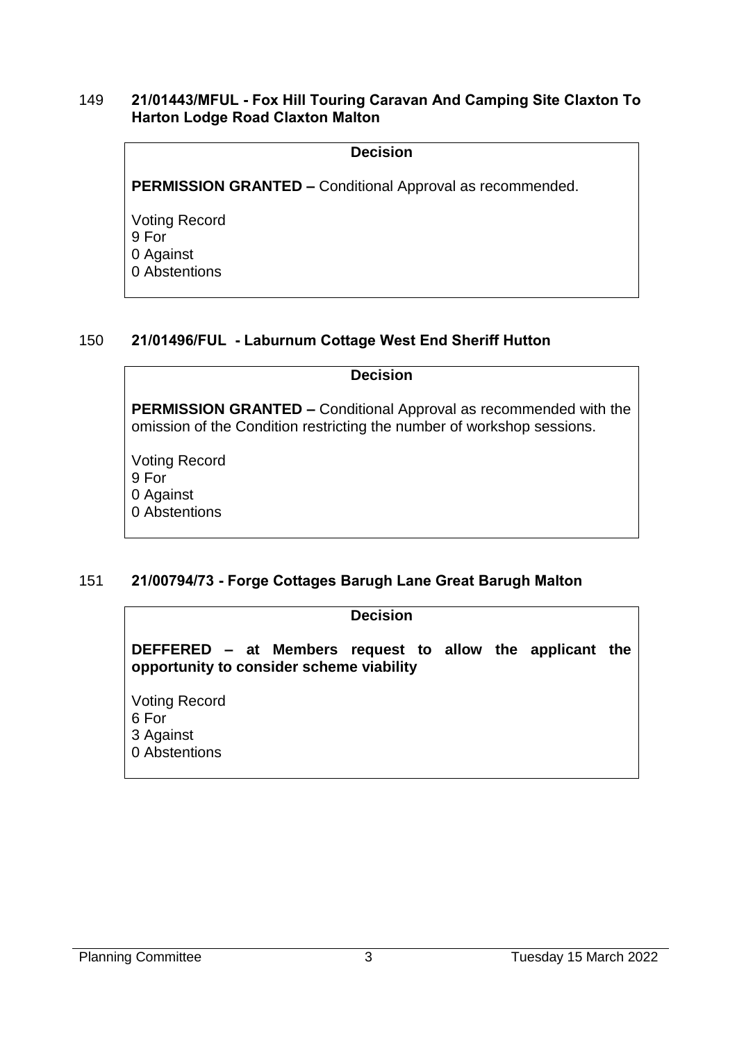## 149 21/01443/MFUL - Fox Hill Touring Caravan And Camping Site Claxton To Harton Lodge Road Claxton Malton

**Decision**

**PERMISSION GRANTED –** Conditional Approval as recommended.

Voting Record
9 For
0 Against
0 Abstentions

## 150 21/01496/FUL - Laburnum Cottage West End Sheriff Hutton

**Decision**

**PERMISSION GRANTED –** Conditional Approval as recommended with the omission of the Condition restricting the number of workshop sessions.

Voting Record
9 For
0 Against
0 Abstentions

## 151 21/00794/73 - Forge Cottages Barugh Lane Great Barugh Malton

**Decision**

**DEFFERED – at Members request to allow the applicant the opportunity to consider scheme viability**

Voting Record
6 For
3 Against
0 Abstentions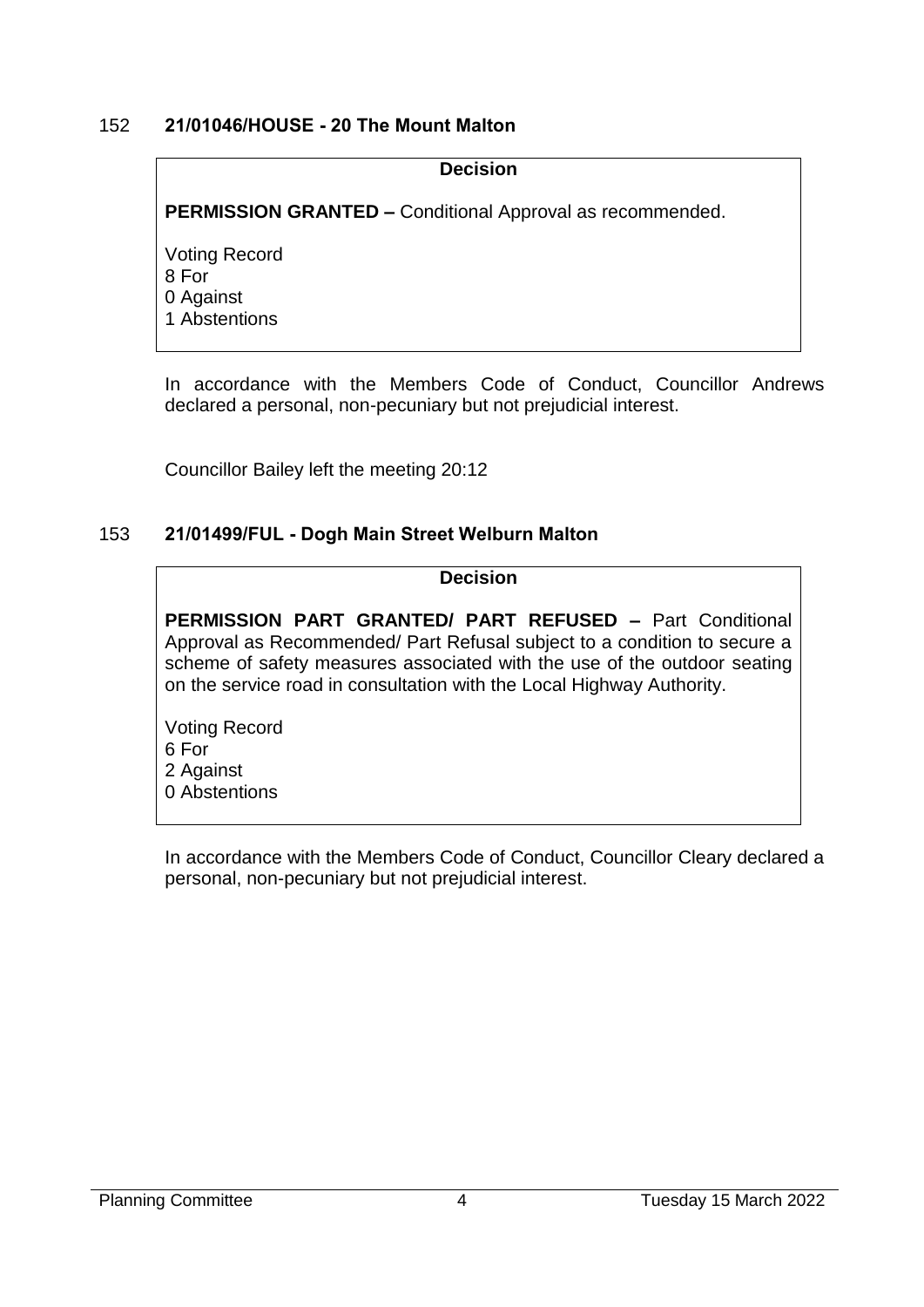## 152 21/01046/HOUSE - 20 The Mount Malton

**Decision**

**PERMISSION GRANTED –** Conditional Approval as recommended.

Voting Record
8 For
0 Against
1 Abstentions

In accordance with the Members Code of Conduct, Councillor Andrews declared a personal, non-pecuniary but not prejudicial interest.

Councillor Bailey left the meeting 20:12

## 153 21/01499/FUL - Dogh Main Street Welburn Malton

**Decision**

**PERMISSION PART GRANTED/ PART REFUSED –** Part Conditional Approval as Recommended/ Part Refusal subject to a condition to secure a scheme of safety measures associated with the use of the outdoor seating on the service road in consultation with the Local Highway Authority.

Voting Record
6 For
2 Against
0 Abstentions

In accordance with the Members Code of Conduct, Councillor Cleary declared a personal, non-pecuniary but not prejudicial interest.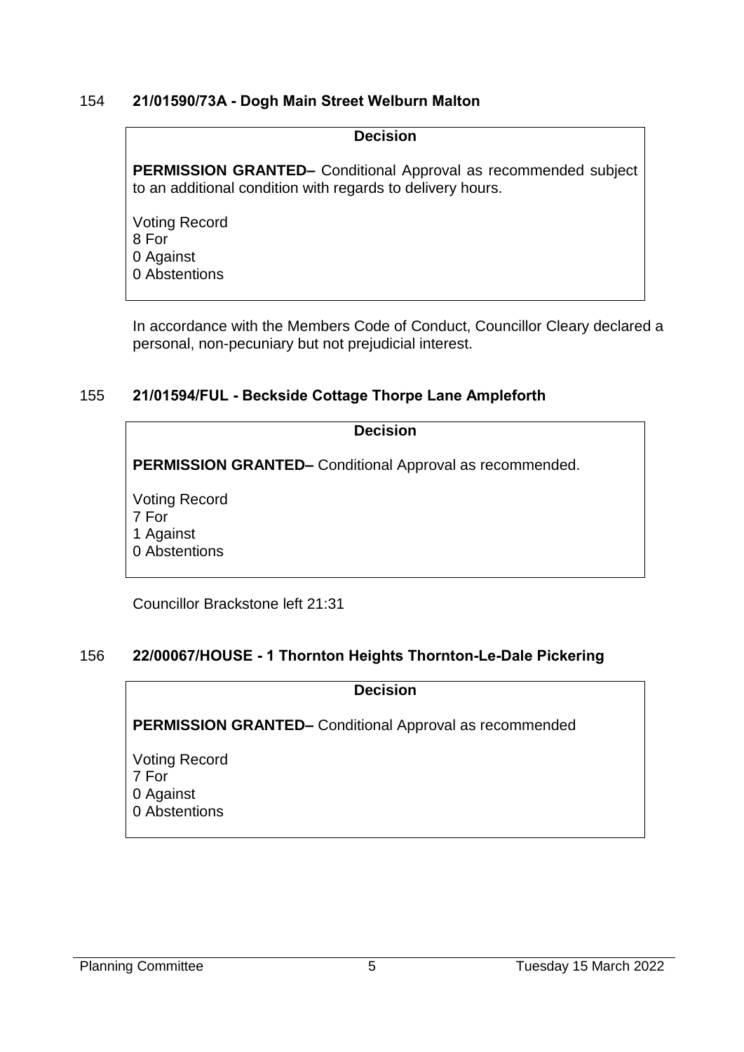## 154 **21/01590/73A - Dogh Main Street Welburn Malton**

**Decision**

**PERMISSION GRANTED–** Conditional Approval as recommended subject to an additional condition with regards to delivery hours.

Voting Record
8 For
0 Against
0 Abstentions

In accordance with the Members Code of Conduct, Councillor Cleary declared a personal, non-pecuniary but not prejudicial interest.

## 155 **21/01594/FUL - Beckside Cottage Thorpe Lane Ampleforth**

**Decision**

**PERMISSION GRANTED–** Conditional Approval as recommended.

Voting Record
7 For
1 Against
0 Abstentions

Councillor Brackstone left 21:31

## 156 **22/00067/HOUSE - 1 Thornton Heights Thornton-Le-Dale Pickering**

**Decision**

**PERMISSION GRANTED–** Conditional Approval as recommended

Voting Record
7 For
0 Against
0 Abstentions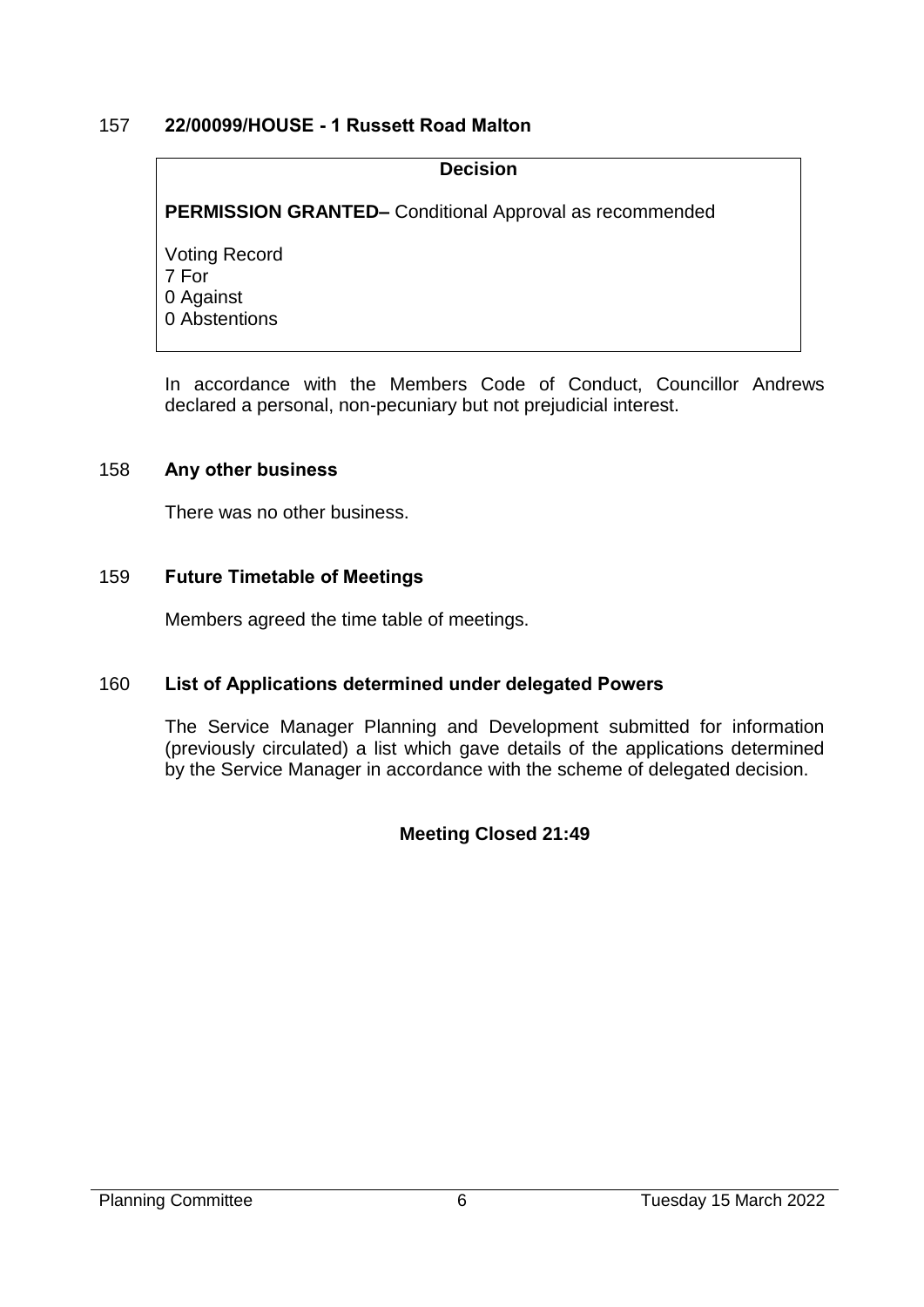157 **22/00099/HOUSE - 1 Russett Road Malton**

| **Decision** |
| --- |
| **PERMISSION GRANTED–** Conditional Approval as recommended<br><br>Voting Record<br>7 For<br>0 Against<br>0 Abstentions |

In accordance with the Members Code of Conduct, Councillor Andrews declared a personal, non-pecuniary but not prejudicial interest.

158 **Any other business**

There was no other business.

159 **Future Timetable of Meetings**

Members agreed the time table of meetings.

160 **List of Applications determined under delegated Powers**

The Service Manager Planning and Development submitted for information (previously circulated) a list which gave details of the applications determined by the Service Manager in accordance with the scheme of delegated decision.

**Meeting Closed 21:49**